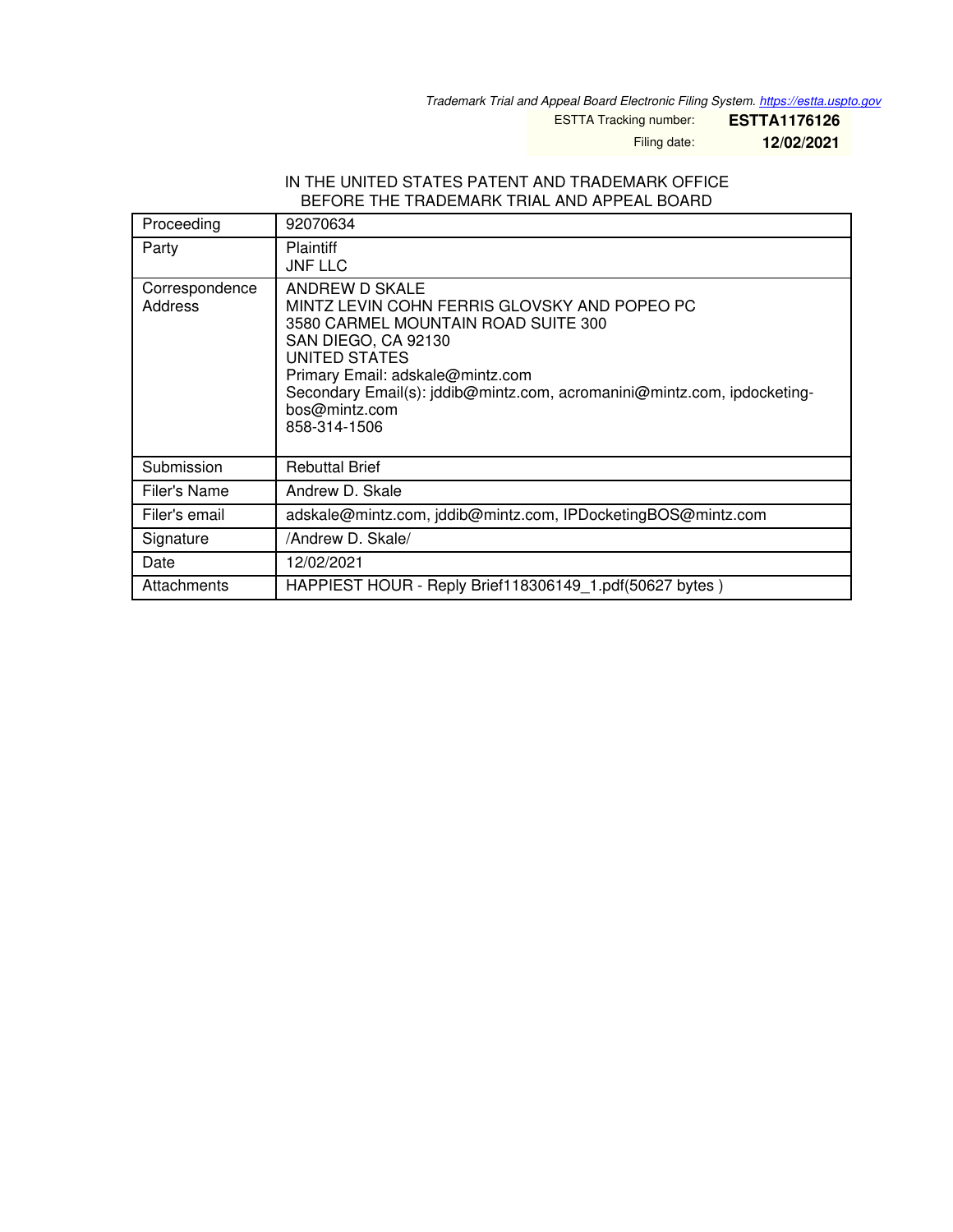*Trademark Trial and Appeal Board Electronic Filing System. https://estta.uspto.gov*

ESTTA Tracking number: **ESTTA1176126**

Filing date: **12/02/2021**

IN THE UNITED STATES PATENT AND TRADEMARK OFFICE
BEFORE THE TRADEMARK TRIAL AND APPEAL BOARD

| Proceeding | 92070634 |
|---|---|
| Party | Plaintiff<br>JNF LLC |
| Correspondence Address | ANDREW D SKALE<br>MINTZ LEVIN COHN FERRIS GLOVSKY AND POPEO PC<br>3580 CARMEL MOUNTAIN ROAD SUITE 300<br>SAN DIEGO, CA 92130<br>UNITED STATES<br>Primary Email: adskale@mintz.com<br>Secondary Email(s): jddib@mintz.com, acromanini@mintz.com, ipdocketing-bos@mintz.com<br>858-314-1506 |
| Submission | Rebuttal Brief |
| Filer's Name | Andrew D. Skale |
| Filer's email | adskale@mintz.com, jddib@mintz.com, IPDocketingBOS@mintz.com |
| Signature | /Andrew D. Skale/ |
| Date | 12/02/2021 |
| Attachments | HAPPIEST HOUR - Reply Brief118306149_1.pdf(50627 bytes ) |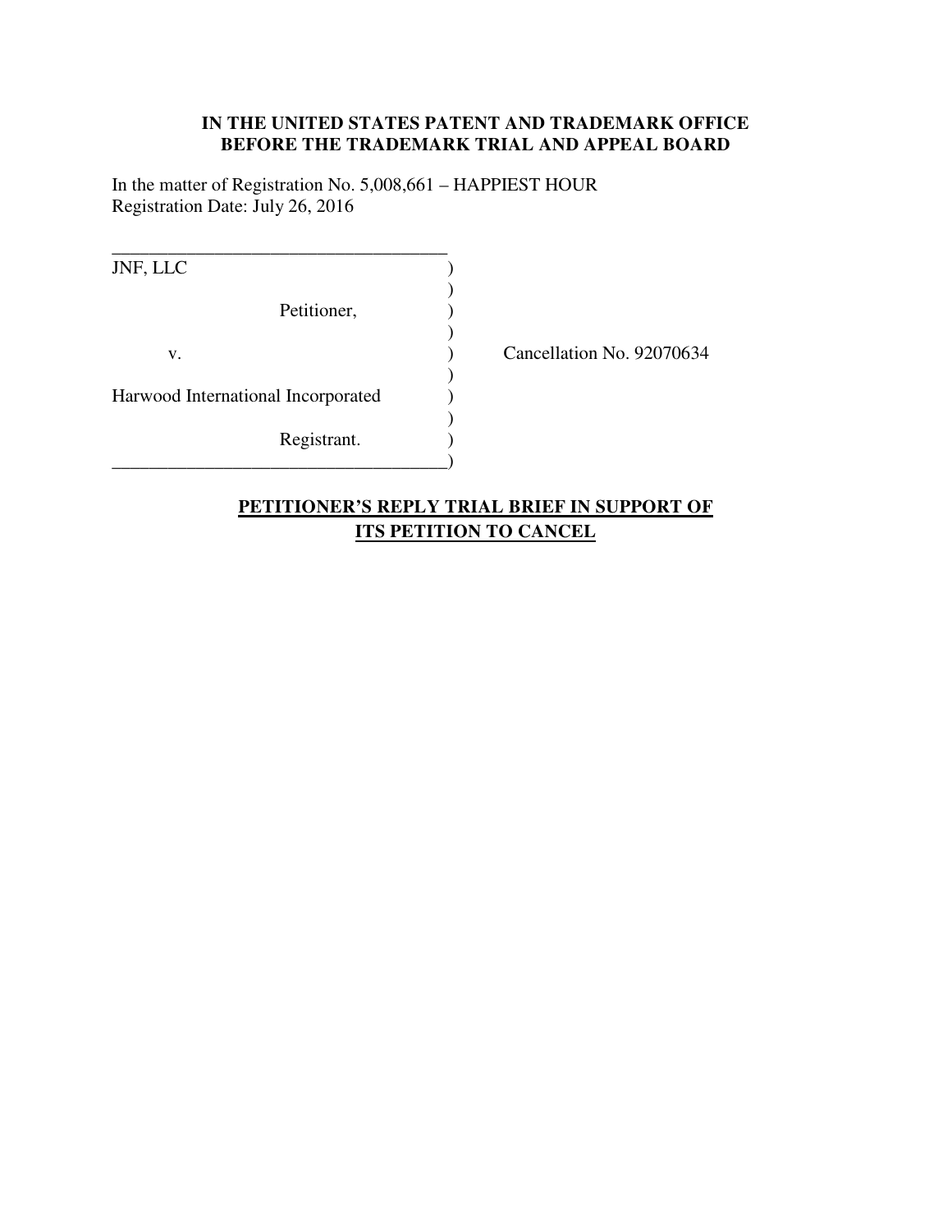**IN THE UNITED STATES PATENT AND TRADEMARK OFFICE**
**BEFORE THE TRADEMARK TRIAL AND APPEAL BOARD**

In the matter of Registration No. 5,008,661 – HAPPIEST HOUR
Registration Date: July 26, 2016

| | |
|---|---|
| JNF, LLC<br><br>Petitioner,<br><br>v.<br><br>Harwood International Incorporated<br><br>Registrant. | Cancellation No. 92070634 |

## PETITIONER'S REPLY TRIAL BRIEF IN SUPPORT OF ITS PETITION TO CANCEL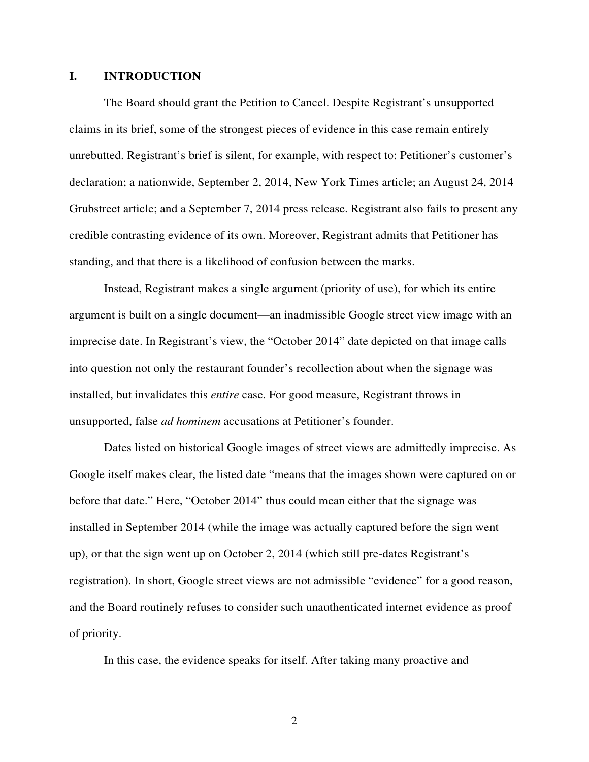## I. INTRODUCTION

The Board should grant the Petition to Cancel. Despite Registrant's unsupported claims in its brief, some of the strongest pieces of evidence in this case remain entirely unrebutted. Registrant's brief is silent, for example, with respect to: Petitioner's customer's declaration; a nationwide, September 2, 2014, New York Times article; an August 24, 2014 Grubstreet article; and a September 7, 2014 press release. Registrant also fails to present any credible contrasting evidence of its own. Moreover, Registrant admits that Petitioner has standing, and that there is a likelihood of confusion between the marks.

Instead, Registrant makes a single argument (priority of use), for which its entire argument is built on a single document—an inadmissible Google street view image with an imprecise date. In Registrant's view, the "October 2014" date depicted on that image calls into question not only the restaurant founder's recollection about when the signage was installed, but invalidates this *entire* case. For good measure, Registrant throws in unsupported, false *ad hominem* accusations at Petitioner's founder.

Dates listed on historical Google images of street views are admittedly imprecise. As Google itself makes clear, the listed date "means that the images shown were captured on or <u>before</u> that date." Here, "October 2014" thus could mean either that the signage was installed in September 2014 (while the image was actually captured before the sign went up), or that the sign went up on October 2, 2014 (which still pre-dates Registrant's registration). In short, Google street views are not admissible "evidence" for a good reason, and the Board routinely refuses to consider such unauthenticated internet evidence as proof of priority.

In this case, the evidence speaks for itself. After taking many proactive and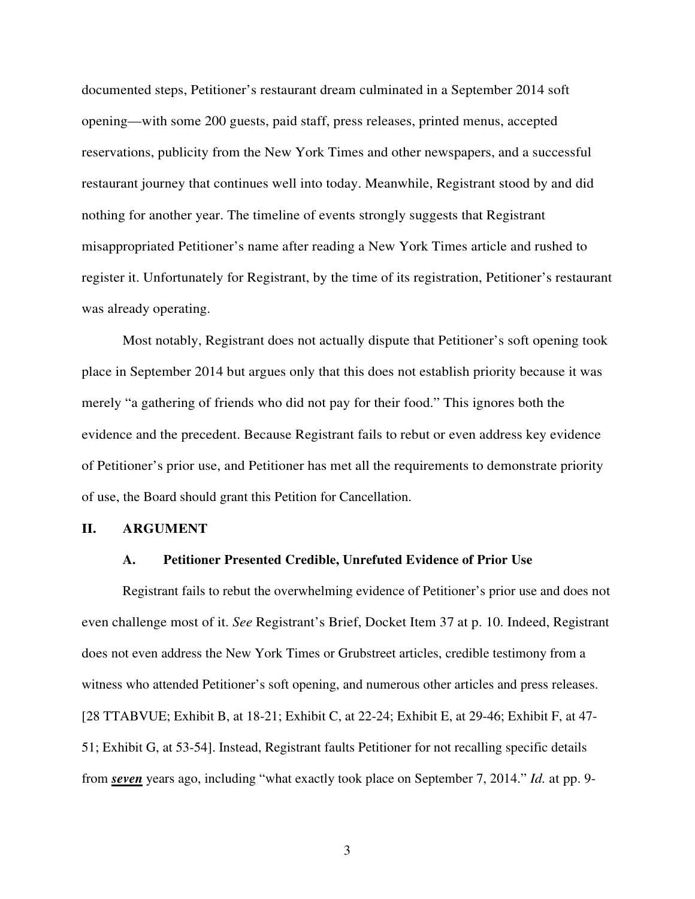documented steps, Petitioner's restaurant dream culminated in a September 2014 soft opening—with some 200 guests, paid staff, press releases, printed menus, accepted reservations, publicity from the New York Times and other newspapers, and a successful restaurant journey that continues well into today. Meanwhile, Registrant stood by and did nothing for another year. The timeline of events strongly suggests that Registrant misappropriated Petitioner's name after reading a New York Times article and rushed to register it. Unfortunately for Registrant, by the time of its registration, Petitioner's restaurant was already operating.

Most notably, Registrant does not actually dispute that Petitioner's soft opening took place in September 2014 but argues only that this does not establish priority because it was merely "a gathering of friends who did not pay for their food." This ignores both the evidence and the precedent. Because Registrant fails to rebut or even address key evidence of Petitioner's prior use, and Petitioner has met all the requirements to demonstrate priority of use, the Board should grant this Petition for Cancellation.

## II. ARGUMENT

### A. Petitioner Presented Credible, Unrefuted Evidence of Prior Use

Registrant fails to rebut the overwhelming evidence of Petitioner's prior use and does not even challenge most of it. *See* Registrant's Brief, Docket Item 37 at p. 10. Indeed, Registrant does not even address the New York Times or Grubstreet articles, credible testimony from a witness who attended Petitioner's soft opening, and numerous other articles and press releases. [28 TTABVUE; Exhibit B, at 18-21; Exhibit C, at 22-24; Exhibit E, at 29-46; Exhibit F, at 47-51; Exhibit G, at 53-54]. Instead, Registrant faults Petitioner for not recalling specific details from ***seven*** years ago, including "what exactly took place on September 7, 2014." *Id.* at pp. 9-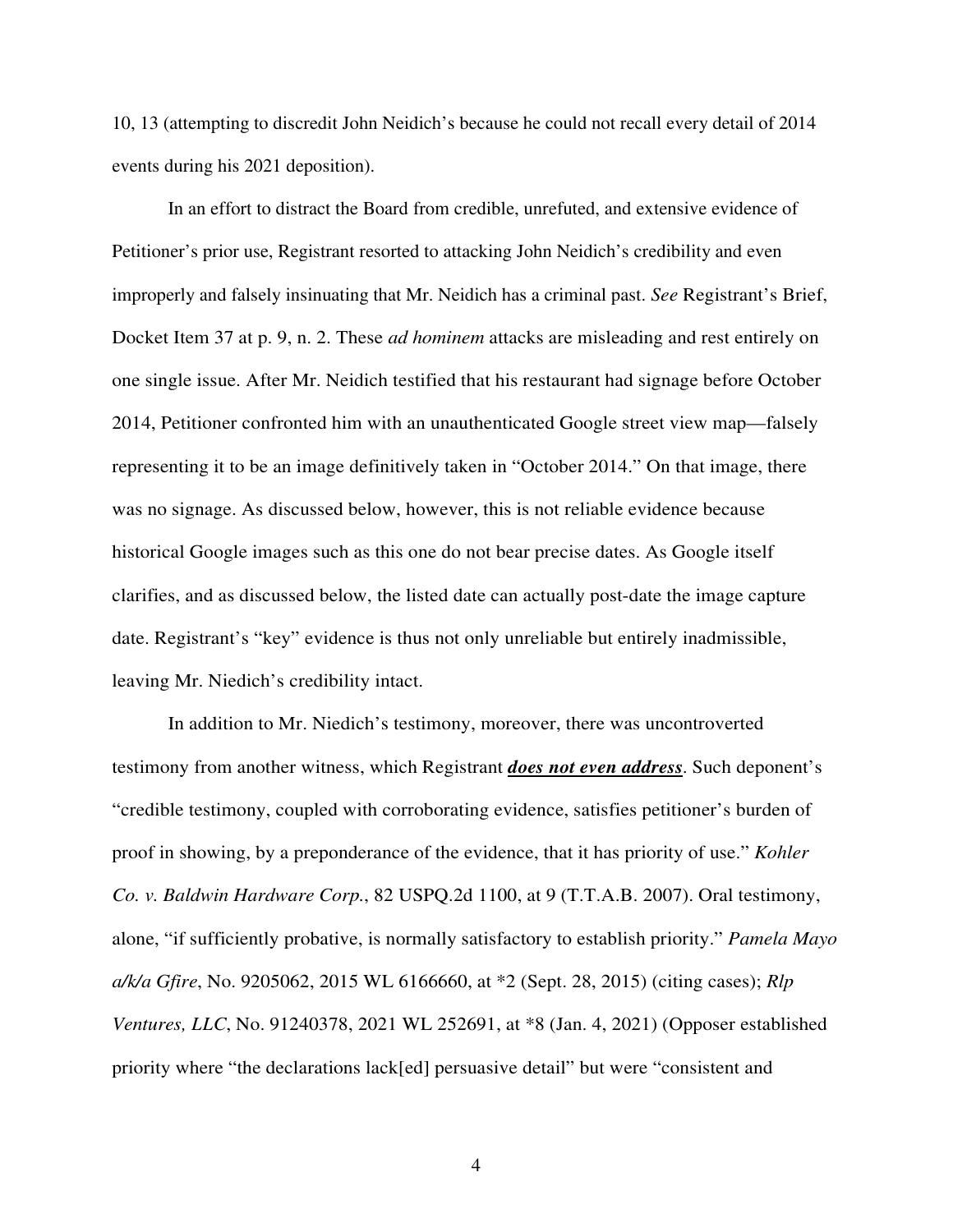10, 13 (attempting to discredit John Neidich's because he could not recall every detail of 2014 events during his 2021 deposition).

In an effort to distract the Board from credible, unrefuted, and extensive evidence of Petitioner's prior use, Registrant resorted to attacking John Neidich's credibility and even improperly and falsely insinuating that Mr. Neidich has a criminal past. *See* Registrant's Brief, Docket Item 37 at p. 9, n. 2. These *ad hominem* attacks are misleading and rest entirely on one single issue. After Mr. Neidich testified that his restaurant had signage before October 2014, Petitioner confronted him with an unauthenticated Google street view map—falsely representing it to be an image definitively taken in "October 2014." On that image, there was no signage. As discussed below, however, this is not reliable evidence because historical Google images such as this one do not bear precise dates. As Google itself clarifies, and as discussed below, the listed date can actually post-date the image capture date. Registrant's "key" evidence is thus not only unreliable but entirely inadmissible, leaving Mr. Niedich's credibility intact.

In addition to Mr. Niedich's testimony, moreover, there was uncontroverted testimony from another witness, which Registrant ***does not even address***. Such deponent's "credible testimony, coupled with corroborating evidence, satisfies petitioner's burden of proof in showing, by a preponderance of the evidence, that it has priority of use." *Kohler Co. v. Baldwin Hardware Corp.*, 82 USPQ.2d 1100, at 9 (T.T.A.B. 2007). Oral testimony, alone, "if sufficiently probative, is normally satisfactory to establish priority." *Pamela Mayo a/k/a Gfire*, No. 9205062, 2015 WL 6166660, at *2 (Sept. 28, 2015) (citing cases); *Rlp Ventures, LLC*, No. 91240378, 2021 WL 252691, at *8 (Jan. 4, 2021) (Opposer established priority where "the declarations lack[ed] persuasive detail" but were "consistent and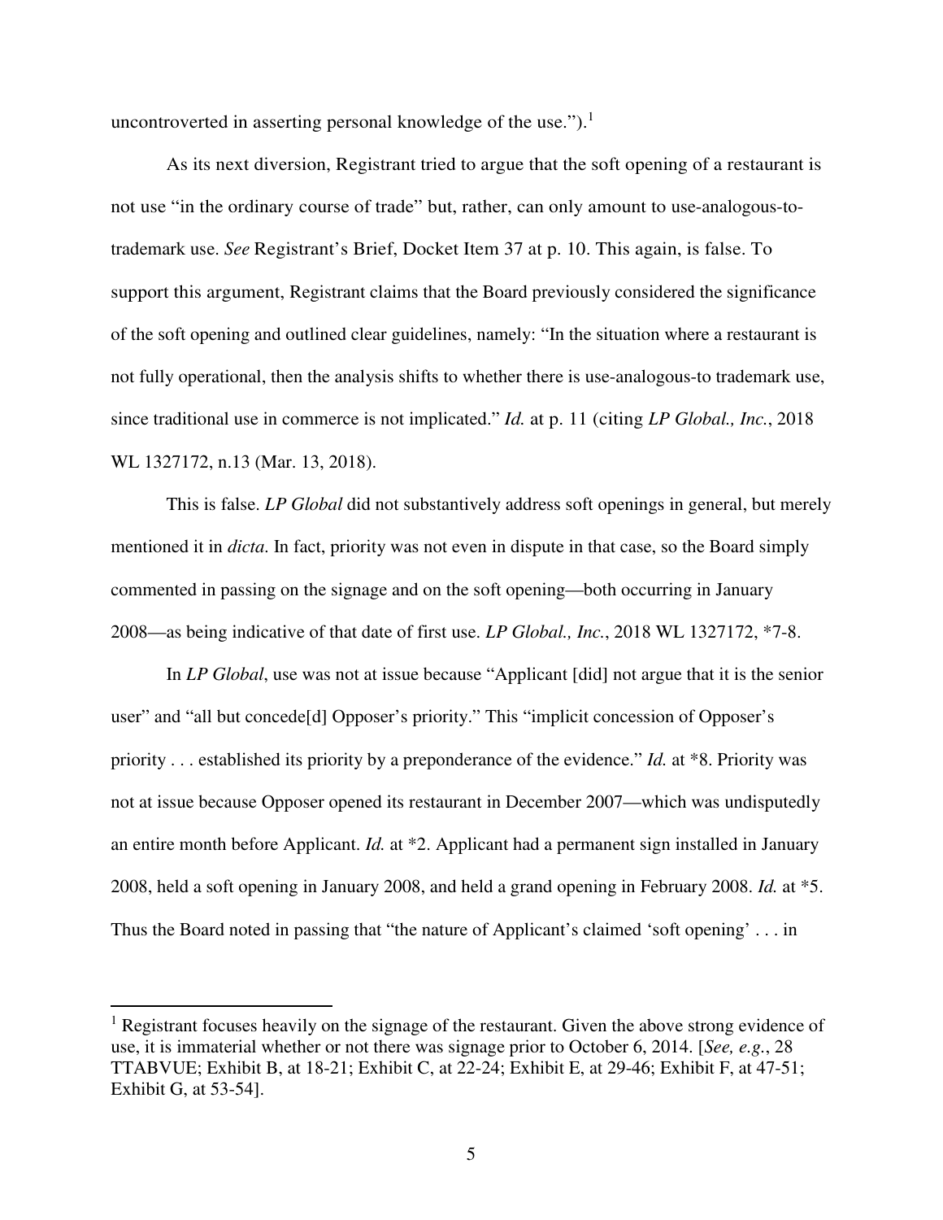uncontroverted in asserting personal knowledge of the use.").[1]

As its next diversion, Registrant tried to argue that the soft opening of a restaurant is not use "in the ordinary course of trade" but, rather, can only amount to use-analogous-to-trademark use. *See* Registrant's Brief, Docket Item 37 at p. 10. This again, is false. To support this argument, Registrant claims that the Board previously considered the significance of the soft opening and outlined clear guidelines, namely: "In the situation where a restaurant is not fully operational, then the analysis shifts to whether there is use-analogous-to trademark use, since traditional use in commerce is not implicated." *Id.* at p. 11 (citing *LP Global., Inc.*, 2018 WL 1327172, n.13 (Mar. 13, 2018).

This is false. *LP Global* did not substantively address soft openings in general, but merely mentioned it in *dicta*. In fact, priority was not even in dispute in that case, so the Board simply commented in passing on the signage and on the soft opening—both occurring in January 2008—as being indicative of that date of first use. *LP Global., Inc.*, 2018 WL 1327172, *7-8.

In *LP Global*, use was not at issue because "Applicant [did] not argue that it is the senior user" and "all but concede[d] Opposer's priority." This "implicit concession of Opposer's priority . . . established its priority by a preponderance of the evidence." *Id.* at *8. Priority was not at issue because Opposer opened its restaurant in December 2007—which was undisputedly an entire month before Applicant. *Id.* at *2. Applicant had a permanent sign installed in January 2008, held a soft opening in January 2008, and held a grand opening in February 2008. *Id.* at *5. Thus the Board noted in passing that "the nature of Applicant's claimed 'soft opening' . . . in

---

[1] Registrant focuses heavily on the signage of the restaurant. Given the above strong evidence of use, it is immaterial whether or not there was signage prior to October 6, 2014. [*See, e.g.*, 28 TTABVUE; Exhibit B, at 18-21; Exhibit C, at 22-24; Exhibit E, at 29-46; Exhibit F, at 47-51; Exhibit G, at 53-54].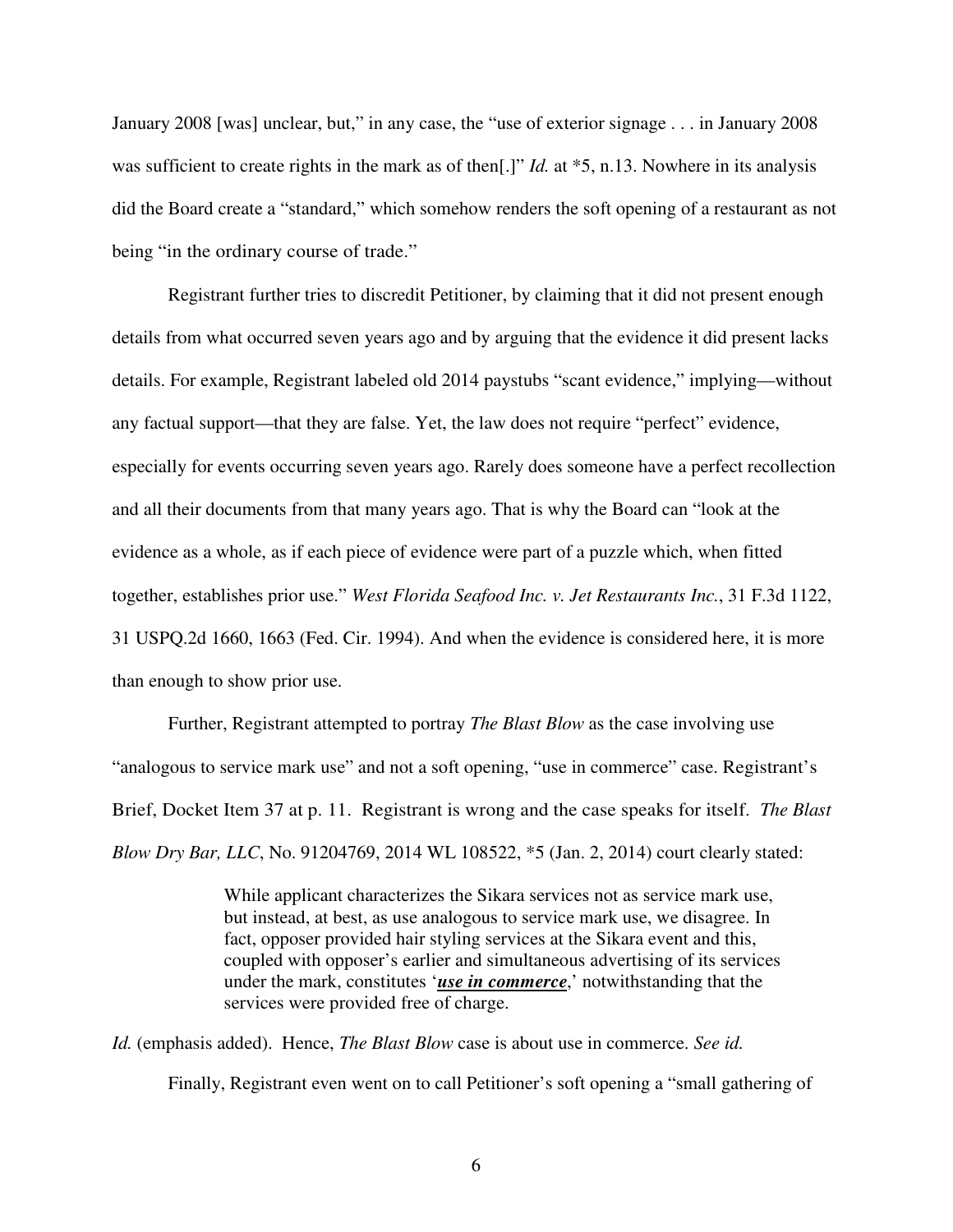January 2008 [was] unclear, but," in any case, the "use of exterior signage . . . in January 2008 was sufficient to create rights in the mark as of then[.]" *Id.* at *5, n.13. Nowhere in its analysis did the Board create a "standard," which somehow renders the soft opening of a restaurant as not being "in the ordinary course of trade."

Registrant further tries to discredit Petitioner, by claiming that it did not present enough details from what occurred seven years ago and by arguing that the evidence it did present lacks details. For example, Registrant labeled old 2014 paystubs "scant evidence," implying—without any factual support—that they are false. Yet, the law does not require "perfect" evidence, especially for events occurring seven years ago. Rarely does someone have a perfect recollection and all their documents from that many years ago. That is why the Board can "look at the evidence as a whole, as if each piece of evidence were part of a puzzle which, when fitted together, establishes prior use." *West Florida Seafood Inc. v. Jet Restaurants Inc.*, 31 F.3d 1122, 31 USPQ.2d 1660, 1663 (Fed. Cir. 1994). And when the evidence is considered here, it is more than enough to show prior use.

Further, Registrant attempted to portray *The Blast Blow* as the case involving use "analogous to service mark use" and not a soft opening, "use in commerce" case. Registrant's Brief, Docket Item 37 at p. 11. Registrant is wrong and the case speaks for itself. *The Blast Blow Dry Bar, LLC*, No. 91204769, 2014 WL 108522, *5 (Jan. 2, 2014) court clearly stated:

> While applicant characterizes the Sikara services not as service mark use, but instead, at best, as use analogous to service mark use, we disagree. In fact, opposer provided hair styling services at the Sikara event and this, coupled with opposer's earlier and simultaneous advertising of its services under the mark, constitutes '***use in commerce***,' notwithstanding that the services were provided free of charge.

*Id.* (emphasis added). Hence, *The Blast Blow* case is about use in commerce. *See id.*

Finally, Registrant even went on to call Petitioner's soft opening a "small gathering of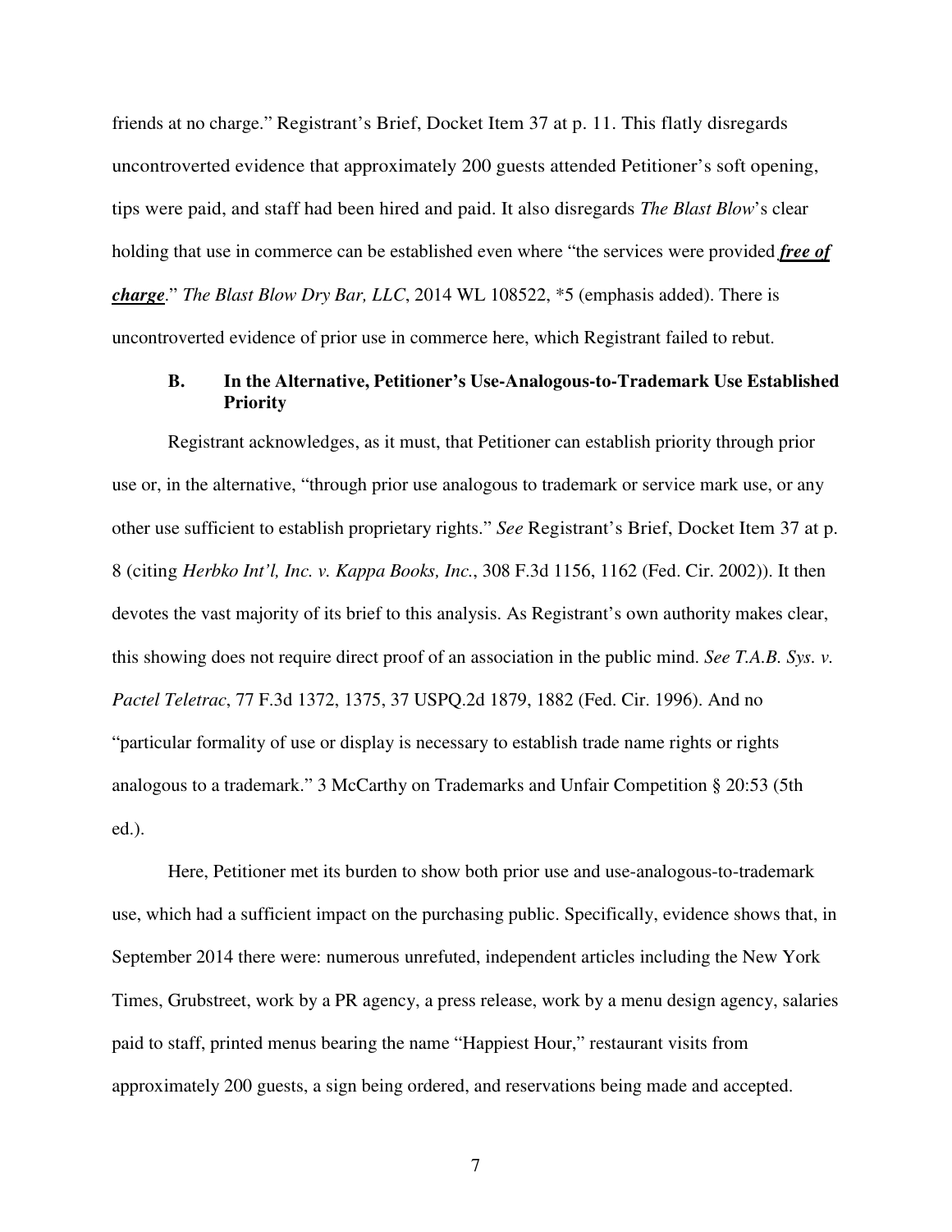friends at no charge." Registrant's Brief, Docket Item 37 at p. 11. This flatly disregards uncontroverted evidence that approximately 200 guests attended Petitioner's soft opening, tips were paid, and staff had been hired and paid. It also disregards *The Blast Blow*'s clear holding that use in commerce can be established even where "the services were provided ***free of charge***." *The Blast Blow Dry Bar, LLC*, 2014 WL 108522, *5 (emphasis added). There is uncontroverted evidence of prior use in commerce here, which Registrant failed to rebut.

### B. In the Alternative, Petitioner's Use-Analogous-to-Trademark Use Established Priority

Registrant acknowledges, as it must, that Petitioner can establish priority through prior use or, in the alternative, "through prior use analogous to trademark or service mark use, or any other use sufficient to establish proprietary rights." *See* Registrant's Brief, Docket Item 37 at p. 8 (citing *Herbko Int'l, Inc. v. Kappa Books, Inc.*, 308 F.3d 1156, 1162 (Fed. Cir. 2002)). It then devotes the vast majority of its brief to this analysis. As Registrant's own authority makes clear, this showing does not require direct proof of an association in the public mind. *See T.A.B. Sys. v. Pactel Teletrac*, 77 F.3d 1372, 1375, 37 USPQ.2d 1879, 1882 (Fed. Cir. 1996). And no "particular formality of use or display is necessary to establish trade name rights or rights analogous to a trademark." 3 McCarthy on Trademarks and Unfair Competition § 20:53 (5th ed.).

Here, Petitioner met its burden to show both prior use and use-analogous-to-trademark use, which had a sufficient impact on the purchasing public. Specifically, evidence shows that, in September 2014 there were: numerous unrefuted, independent articles including the New York Times, Grubstreet, work by a PR agency, a press release, work by a menu design agency, salaries paid to staff, printed menus bearing the name "Happiest Hour," restaurant visits from approximately 200 guests, a sign being ordered, and reservations being made and accepted.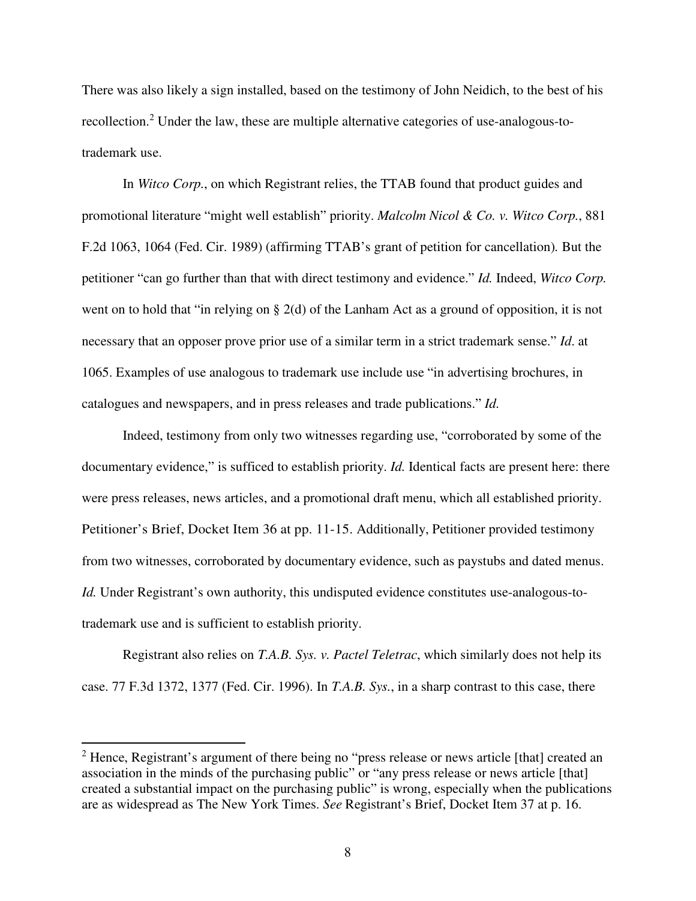There was also likely a sign installed, based on the testimony of John Neidich, to the best of his recollection.[2] Under the law, these are multiple alternative categories of use-analogous-to-trademark use.

In *Witco Corp.*, on which Registrant relies, the TTAB found that product guides and promotional literature "might well establish" priority. *Malcolm Nicol & Co. v. Witco Corp.*, 881 F.2d 1063, 1064 (Fed. Cir. 1989) (affirming TTAB's grant of petition for cancellation). But the petitioner "can go further than that with direct testimony and evidence." *Id.* Indeed, *Witco Corp.* went on to hold that "in relying on § 2(d) of the Lanham Act as a ground of opposition, it is not necessary that an opposer prove prior use of a similar term in a strict trademark sense." *Id.* at 1065. Examples of use analogous to trademark use include use "in advertising brochures, in catalogues and newspapers, and in press releases and trade publications." *Id.*

Indeed, testimony from only two witnesses regarding use, "corroborated by some of the documentary evidence," is sufficed to establish priority. *Id.* Identical facts are present here: there were press releases, news articles, and a promotional draft menu, which all established priority. Petitioner's Brief, Docket Item 36 at pp. 11-15. Additionally, Petitioner provided testimony from two witnesses, corroborated by documentary evidence, such as paystubs and dated menus. *Id.* Under Registrant's own authority, this undisputed evidence constitutes use-analogous-to-trademark use and is sufficient to establish priority.

Registrant also relies on *T.A.B. Sys. v. Pactel Teletrac*, which similarly does not help its case. 77 F.3d 1372, 1377 (Fed. Cir. 1996). In *T.A.B. Sys.*, in a sharp contrast to this case, there

---

[2] Hence, Registrant's argument of there being no "press release or news article [that] created an association in the minds of the purchasing public" or "any press release or news article [that] created a substantial impact on the purchasing public" is wrong, especially when the publications are as widespread as The New York Times. *See* Registrant's Brief, Docket Item 37 at p. 16.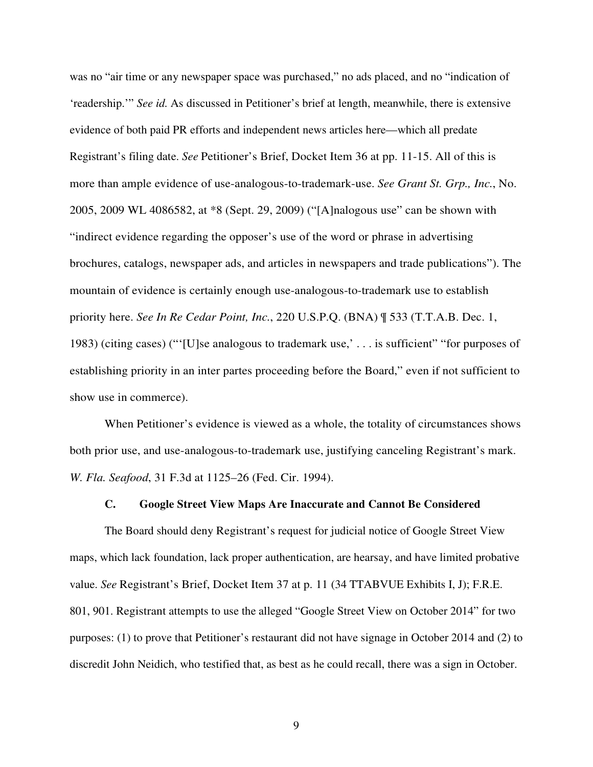was no "air time or any newspaper space was purchased," no ads placed, and no "indication of 'readership.'" *See id.* As discussed in Petitioner's brief at length, meanwhile, there is extensive evidence of both paid PR efforts and independent news articles here—which all predate Registrant's filing date. *See* Petitioner's Brief, Docket Item 36 at pp. 11-15. All of this is more than ample evidence of use-analogous-to-trademark-use. *See Grant St. Grp., Inc.*, No. 2005, 2009 WL 4086582, at *8 (Sept. 29, 2009) ("[A]nalogous use" can be shown with "indirect evidence regarding the opposer's use of the word or phrase in advertising brochures, catalogs, newspaper ads, and articles in newspapers and trade publications"). The mountain of evidence is certainly enough use-analogous-to-trademark use to establish priority here. *See In Re Cedar Point, Inc.*, 220 U.S.P.Q. (BNA) ¶ 533 (T.T.A.B. Dec. 1, 1983) (citing cases) ("'[U]se analogous to trademark use,' . . . is sufficient" "for purposes of establishing priority in an inter partes proceeding before the Board," even if not sufficient to show use in commerce).

When Petitioner's evidence is viewed as a whole, the totality of circumstances shows both prior use, and use-analogous-to-trademark use, justifying canceling Registrant's mark. *W. Fla. Seafood*, 31 F.3d at 1125–26 (Fed. Cir. 1994).

### C. Google Street View Maps Are Inaccurate and Cannot Be Considered

The Board should deny Registrant's request for judicial notice of Google Street View maps, which lack foundation, lack proper authentication, are hearsay, and have limited probative value. *See* Registrant's Brief, Docket Item 37 at p. 11 (34 TTABVUE Exhibits I, J); F.R.E. 801, 901. Registrant attempts to use the alleged "Google Street View on October 2014" for two purposes: (1) to prove that Petitioner's restaurant did not have signage in October 2014 and (2) to discredit John Neidich, who testified that, as best as he could recall, there was a sign in October.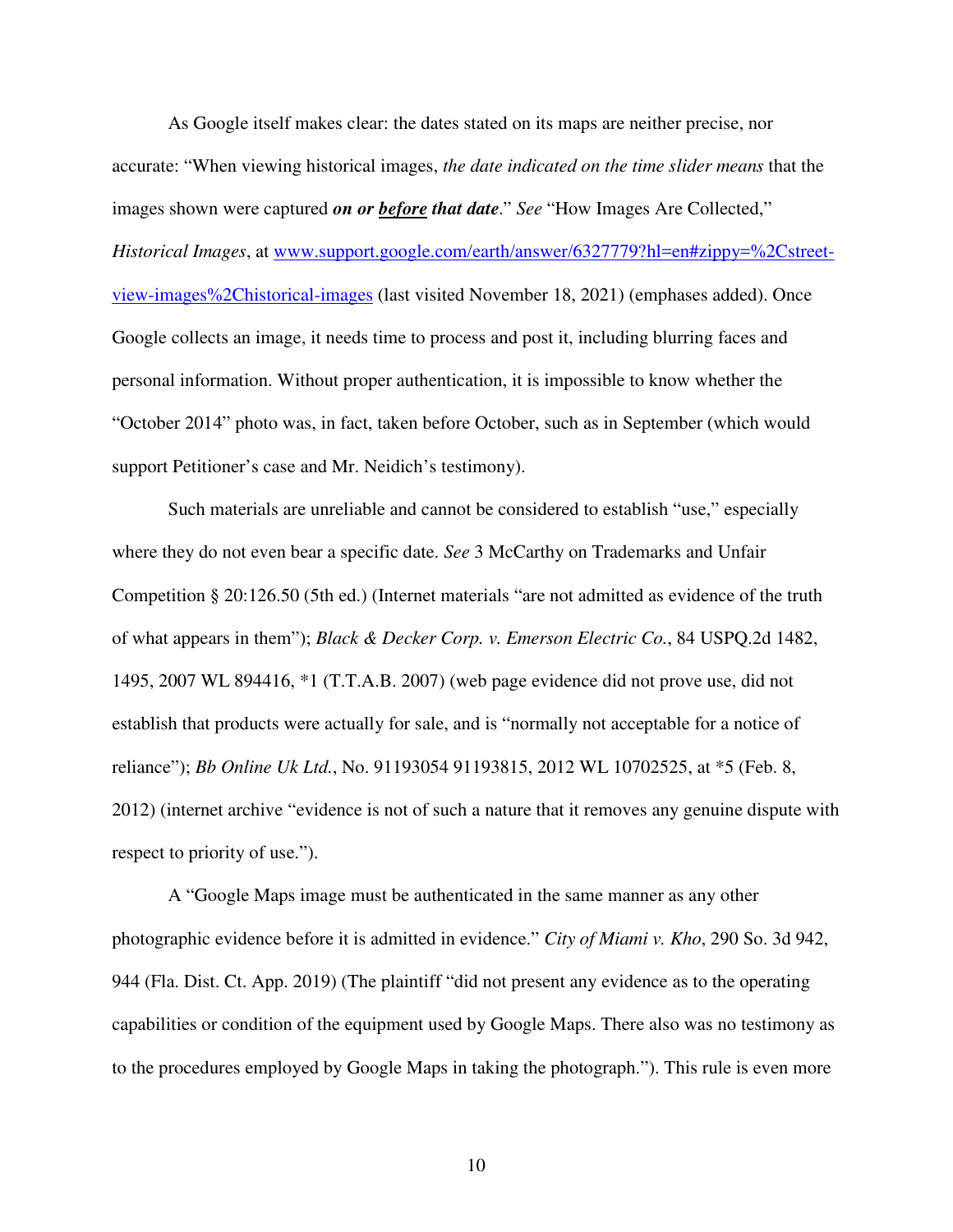As Google itself makes clear: the dates stated on its maps are neither precise, nor accurate: "When viewing historical images, *the date indicated on the time slider means* that the images shown were captured ***on or <u>before</u> that date***." *See* "How Images Are Collected," *Historical Images*, at [www.support.google.com/earth/answer/6327779?hl=en#zippy=%2Cstreet-view-images%2Chistorical-images](www.support.google.com/earth/answer/6327779?hl=en#zippy=%2Cstreet-view-images%2Chistorical-images) (last visited November 18, 2021) (emphases added). Once Google collects an image, it needs time to process and post it, including blurring faces and personal information. Without proper authentication, it is impossible to know whether the "October 2014" photo was, in fact, taken before October, such as in September (which would support Petitioner's case and Mr. Neidich's testimony).

Such materials are unreliable and cannot be considered to establish "use," especially where they do not even bear a specific date. *See* 3 McCarthy on Trademarks and Unfair Competition § 20:126.50 (5th ed.) (Internet materials "are not admitted as evidence of the truth of what appears in them"); *Black & Decker Corp. v. Emerson Electric Co.*, 84 USPQ.2d 1482, 1495, 2007 WL 894416, *1 (T.T.A.B. 2007) (web page evidence did not prove use, did not establish that products were actually for sale, and is "normally not acceptable for a notice of reliance"); *Bb Online Uk Ltd.*, No. 91193054 91193815, 2012 WL 10702525, at *5 (Feb. 8, 2012) (internet archive "evidence is not of such a nature that it removes any genuine dispute with respect to priority of use.").

A "Google Maps image must be authenticated in the same manner as any other photographic evidence before it is admitted in evidence." *City of Miami v. Kho*, 290 So. 3d 942, 944 (Fla. Dist. Ct. App. 2019) (The plaintiff "did not present any evidence as to the operating capabilities or condition of the equipment used by Google Maps. There also was no testimony as to the procedures employed by Google Maps in taking the photograph."). This rule is even more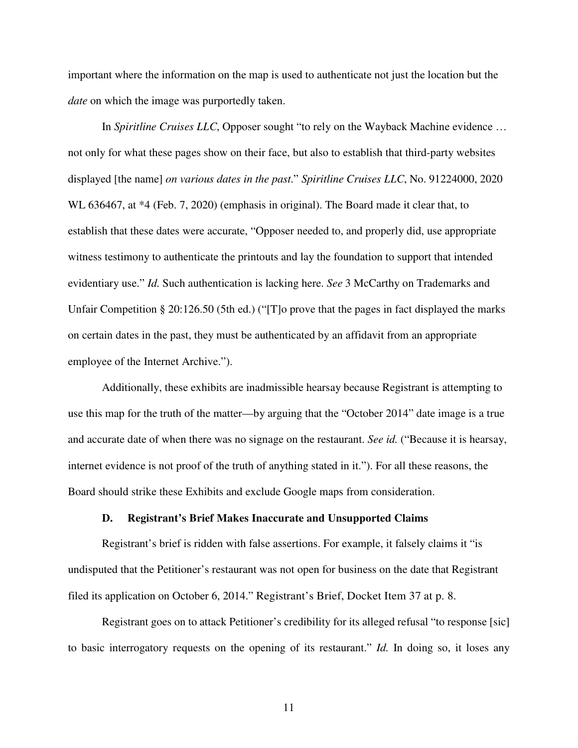important where the information on the map is used to authenticate not just the location but the *date* on which the image was purportedly taken.

In *Spiritline Cruises LLC*, Opposer sought "to rely on the Wayback Machine evidence … not only for what these pages show on their face, but also to establish that third-party websites displayed [the name] *on various dates in the past*." *Spiritline Cruises LLC*, No. 91224000, 2020 WL 636467, at *4 (Feb. 7, 2020) (emphasis in original). The Board made it clear that, to establish that these dates were accurate, "Opposer needed to, and properly did, use appropriate witness testimony to authenticate the printouts and lay the foundation to support that intended evidentiary use." *Id.* Such authentication is lacking here. *See* 3 McCarthy on Trademarks and Unfair Competition § 20:126.50 (5th ed.) ("[T]o prove that the pages in fact displayed the marks on certain dates in the past, they must be authenticated by an affidavit from an appropriate employee of the Internet Archive.").

Additionally, these exhibits are inadmissible hearsay because Registrant is attempting to use this map for the truth of the matter—by arguing that the "October 2014" date image is a true and accurate date of when there was no signage on the restaurant. *See id.* ("Because it is hearsay, internet evidence is not proof of the truth of anything stated in it."). For all these reasons, the Board should strike these Exhibits and exclude Google maps from consideration.

### D. Registrant's Brief Makes Inaccurate and Unsupported Claims

Registrant's brief is ridden with false assertions. For example, it falsely claims it "is undisputed that the Petitioner's restaurant was not open for business on the date that Registrant filed its application on October 6, 2014." Registrant's Brief, Docket Item 37 at p. 8.

Registrant goes on to attack Petitioner's credibility for its alleged refusal "to response [sic] to basic interrogatory requests on the opening of its restaurant." *Id.* In doing so, it loses any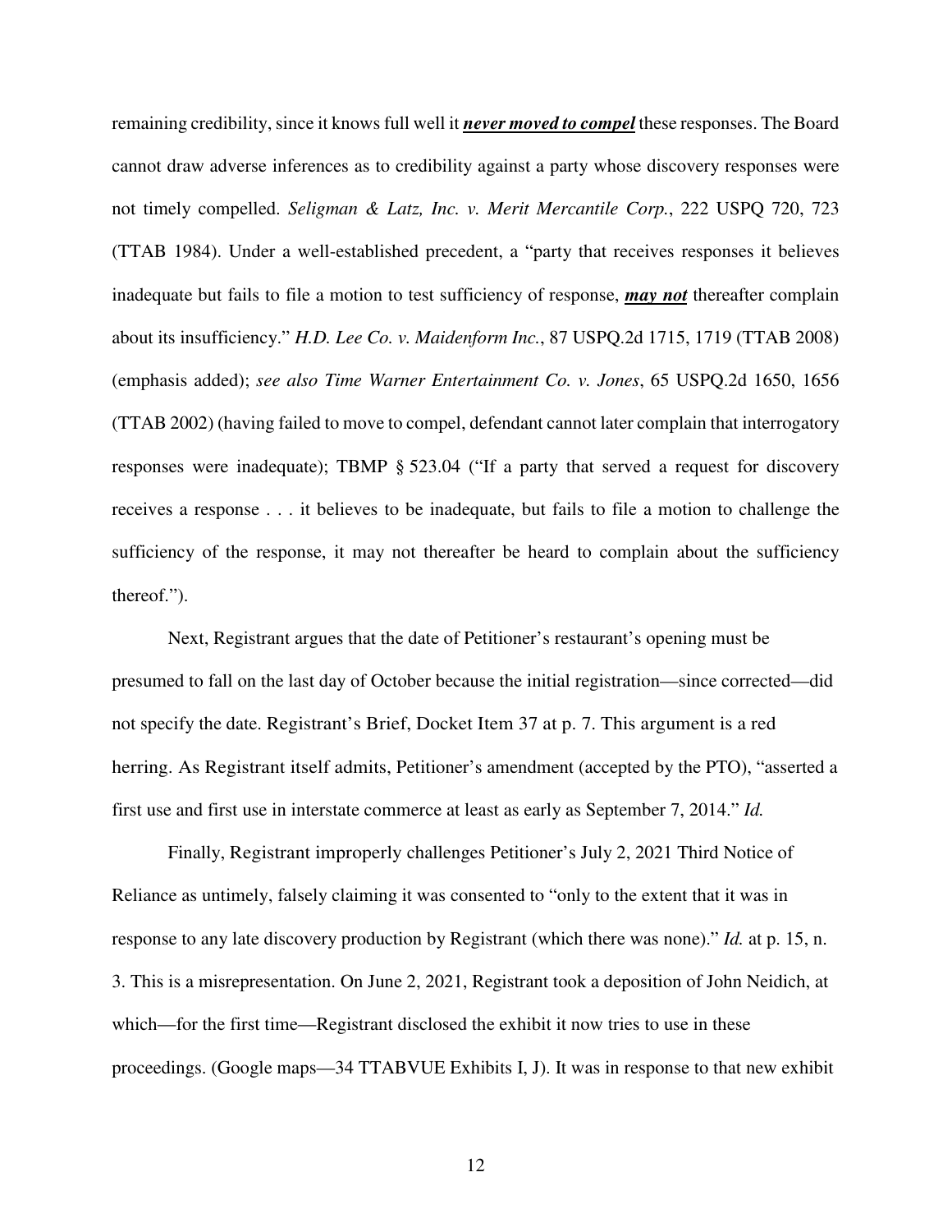remaining credibility, since it knows full well it ***never moved to compel*** these responses. The Board cannot draw adverse inferences as to credibility against a party whose discovery responses were not timely compelled. *Seligman & Latz, Inc. v. Merit Mercantile Corp.*, 222 USPQ 720, 723 (TTAB 1984). Under a well-established precedent, a "party that receives responses it believes inadequate but fails to file a motion to test sufficiency of response, ***may not*** thereafter complain about its insufficiency." *H.D. Lee Co. v. Maidenform Inc.*, 87 USPQ.2d 1715, 1719 (TTAB 2008) (emphasis added); *see also Time Warner Entertainment Co. v. Jones*, 65 USPQ.2d 1650, 1656 (TTAB 2002) (having failed to move to compel, defendant cannot later complain that interrogatory responses were inadequate); TBMP § 523.04 ("If a party that served a request for discovery receives a response . . . it believes to be inadequate, but fails to file a motion to challenge the sufficiency of the response, it may not thereafter be heard to complain about the sufficiency thereof.").

Next, Registrant argues that the date of Petitioner's restaurant's opening must be presumed to fall on the last day of October because the initial registration—since corrected—did not specify the date. Registrant's Brief, Docket Item 37 at p. 7. This argument is a red herring. As Registrant itself admits, Petitioner's amendment (accepted by the PTO), "asserted a first use and first use in interstate commerce at least as early as September 7, 2014." *Id.*

Finally, Registrant improperly challenges Petitioner's July 2, 2021 Third Notice of Reliance as untimely, falsely claiming it was consented to "only to the extent that it was in response to any late discovery production by Registrant (which there was none)." *Id.* at p. 15, n. 3. This is a misrepresentation. On June 2, 2021, Registrant took a deposition of John Neidich, at which—for the first time—Registrant disclosed the exhibit it now tries to use in these proceedings. (Google maps—34 TTABVUE Exhibits I, J). It was in response to that new exhibit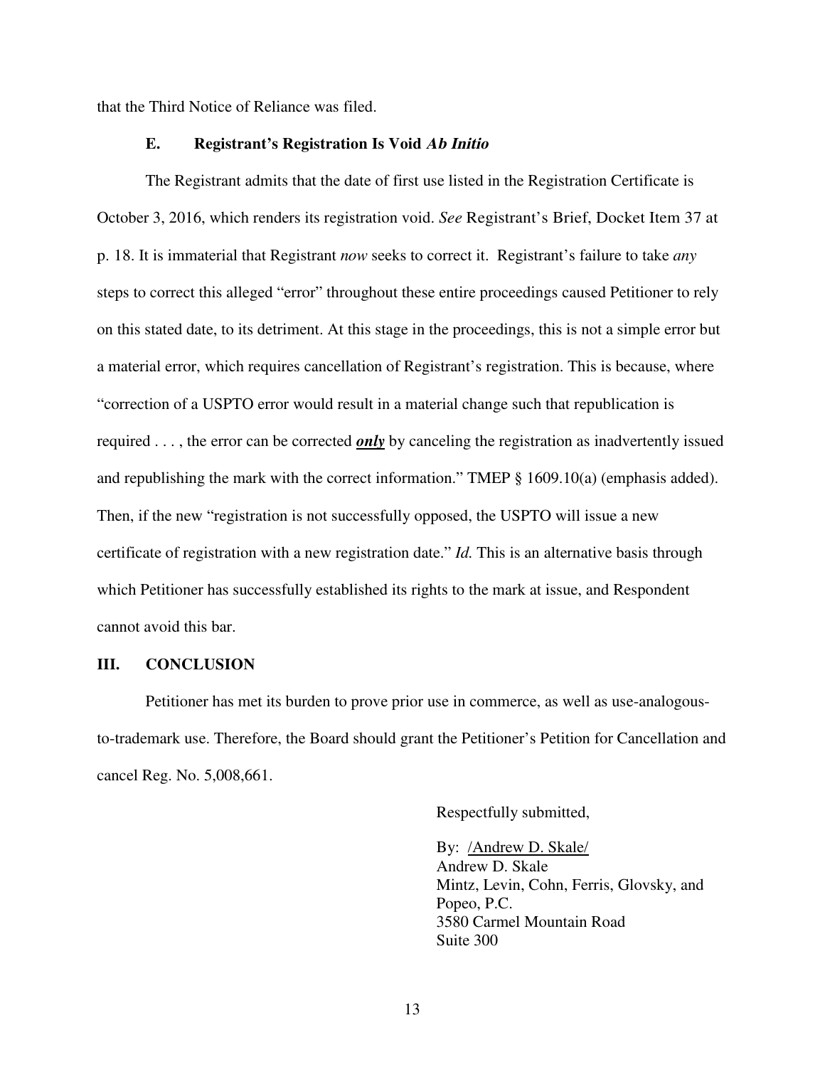that the Third Notice of Reliance was filed.

### E. Registrant's Registration Is Void *Ab Initio*

The Registrant admits that the date of first use listed in the Registration Certificate is October 3, 2016, which renders its registration void. *See* Registrant's Brief, Docket Item 37 at p. 18. It is immaterial that Registrant *now* seeks to correct it. Registrant's failure to take *any* steps to correct this alleged "error" throughout these entire proceedings caused Petitioner to rely on this stated date, to its detriment. At this stage in the proceedings, this is not a simple error but a material error, which requires cancellation of Registrant's registration. This is because, where "correction of a USPTO error would result in a material change such that republication is required . . . , the error can be corrected ***only*** by canceling the registration as inadvertently issued and republishing the mark with the correct information." TMEP § 1609.10(a) (emphasis added). Then, if the new "registration is not successfully opposed, the USPTO will issue a new certificate of registration with a new registration date." *Id.* This is an alternative basis through which Petitioner has successfully established its rights to the mark at issue, and Respondent cannot avoid this bar.

## III. CONCLUSION

Petitioner has met its burden to prove prior use in commerce, as well as use-analogous-to-trademark use. Therefore, the Board should grant the Petitioner's Petition for Cancellation and cancel Reg. No. 5,008,661.

Respectfully submitted,

By: /Andrew D. Skale/
Andrew D. Skale
Mintz, Levin, Cohn, Ferris, Glovsky, and Popeo, P.C.
3580 Carmel Mountain Road
Suite 300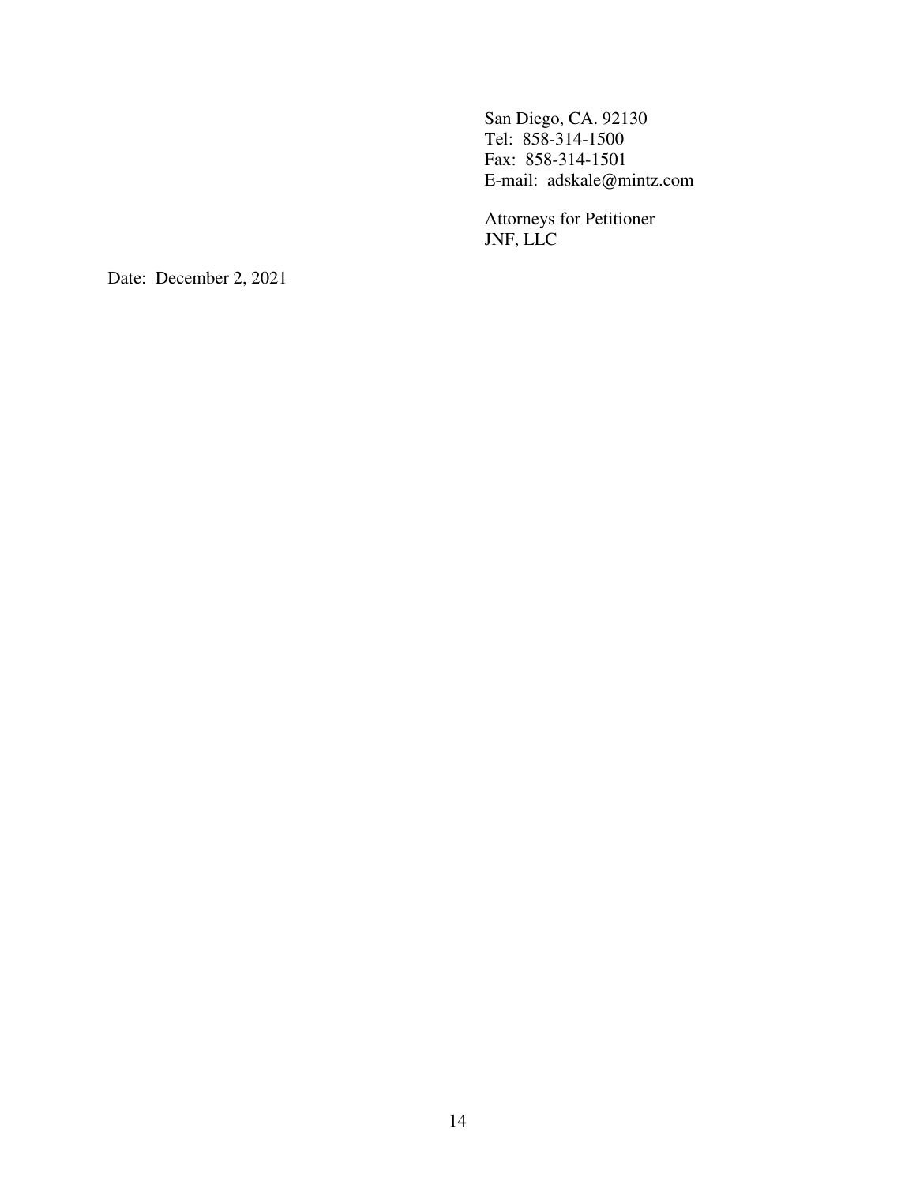San Diego, CA. 92130
Tel: 858-314-1500
Fax: 858-314-1501
E-mail: adskale@mintz.com

Attorneys for Petitioner
JNF, LLC

Date: December 2, 2021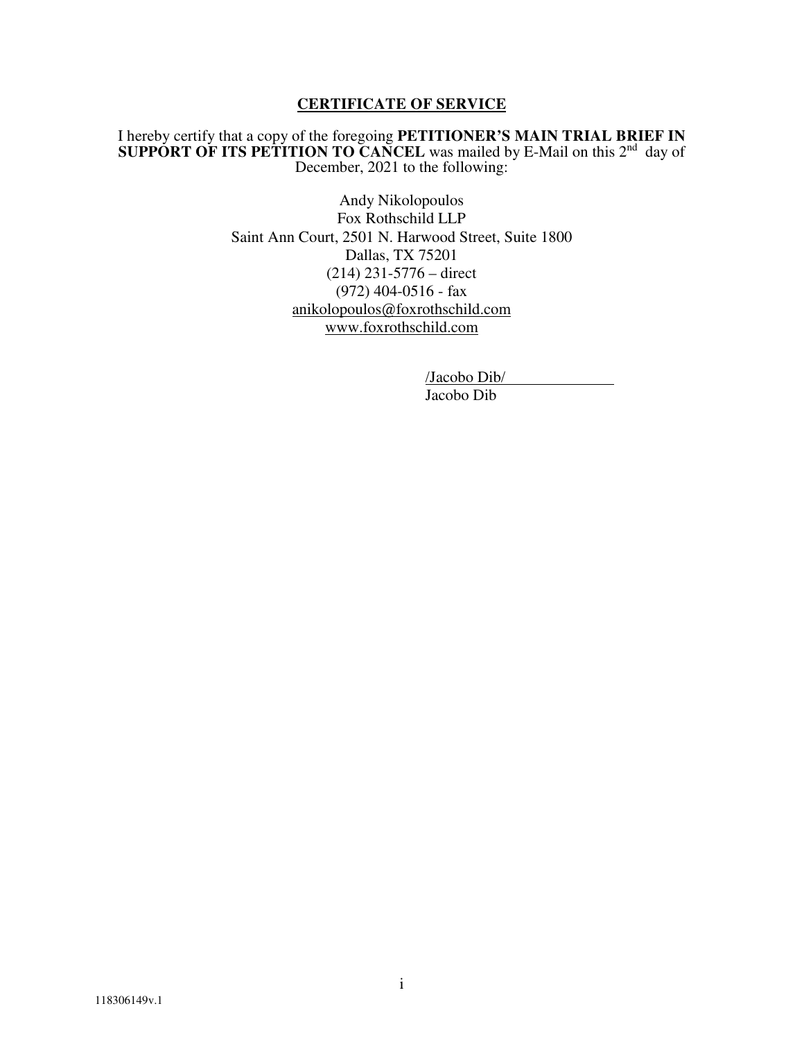## CERTIFICATE OF SERVICE

I hereby certify that a copy of the foregoing **PETITIONER'S MAIN TRIAL BRIEF IN SUPPORT OF ITS PETITION TO CANCEL** was mailed by E-Mail on this 2nd day of December, 2021 to the following:

Andy Nikolopoulos  
Fox Rothschild LLP  
Saint Ann Court, 2501 N. Harwood Street, Suite 1800  
Dallas, TX 75201  
(214) 231-5776 – direct  
(972) 404-0516 - fax  
anikolopoulos@foxrothschild.com  
www.foxrothschild.com

/Jacobo Dib/  
Jacobo Dib

118306149v.1